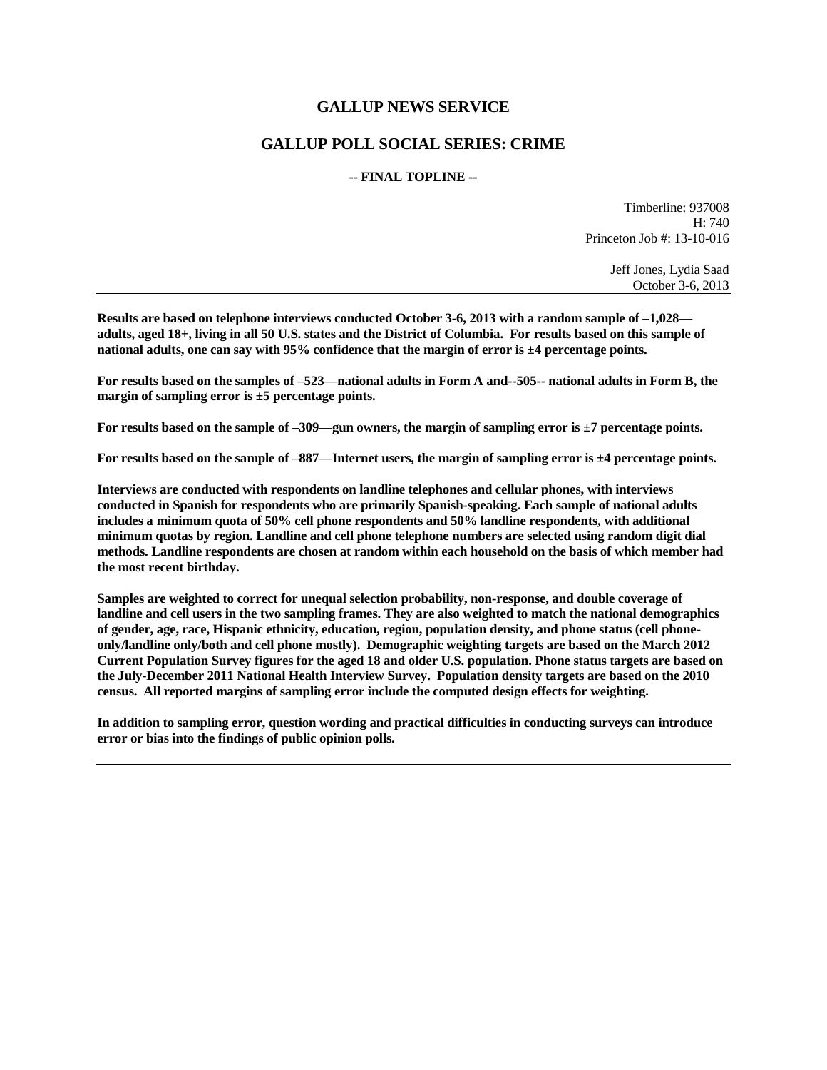# GALLUP NEWS SERVICE

## GALLUP POLL SOCIAL SERIES: CRIME

**-- FINAL TOPLINE --**

Timberline: 937008
H: 740
Princeton Job #: 13-10-016

Jeff Jones, Lydia Saad
October 3-6, 2013

---

**Results are based on telephone interviews conducted October 3-6, 2013 with a random sample of –1,028—adults, aged 18+, living in all 50 U.S. states and the District of Columbia. For results based on this sample of national adults, one can say with 95% confidence that the margin of error is ±4 percentage points.**

**For results based on the samples of –523—national adults in Form A and--505-- national adults in Form B, the margin of sampling error is ±5 percentage points.**

**For results based on the sample of –309—gun owners, the margin of sampling error is ±7 percentage points.**

**For results based on the sample of –887—Internet users, the margin of sampling error is ±4 percentage points.**

**Interviews are conducted with respondents on landline telephones and cellular phones, with interviews conducted in Spanish for respondents who are primarily Spanish-speaking. Each sample of national adults includes a minimum quota of 50% cell phone respondents and 50% landline respondents, with additional minimum quotas by region. Landline and cell phone telephone numbers are selected using random digit dial methods. Landline respondents are chosen at random within each household on the basis of which member had the most recent birthday.**

**Samples are weighted to correct for unequal selection probability, non-response, and double coverage of landline and cell users in the two sampling frames. They are also weighted to match the national demographics of gender, age, race, Hispanic ethnicity, education, region, population density, and phone status (cell phone-only/landline only/both and cell phone mostly). Demographic weighting targets are based on the March 2012 Current Population Survey figures for the aged 18 and older U.S. population. Phone status targets are based on the July-December 2011 National Health Interview Survey. Population density targets are based on the 2010 census. All reported margins of sampling error include the computed design effects for weighting.**

**In addition to sampling error, question wording and practical difficulties in conducting surveys can introduce error or bias into the findings of public opinion polls.**

---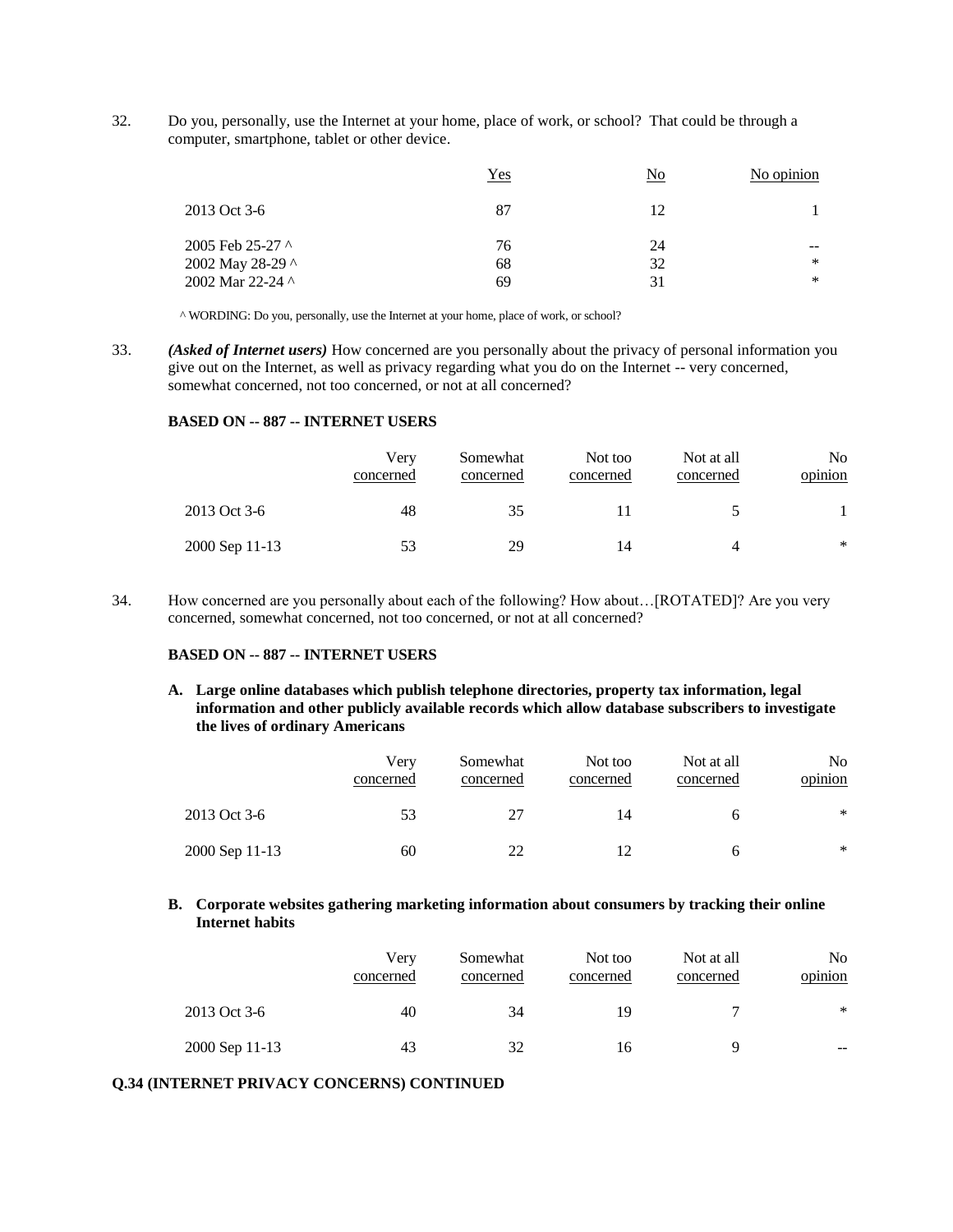32. Do you, personally, use the Internet at your home, place of work, or school? That could be through a computer, smartphone, tablet or other device.

| | Yes | No | No opinion |
|---|---|---|---|
| 2013 Oct 3-6 | 87 | 12 | 1 |
| 2005 Feb 25-27 ^ | 76 | 24 | -- |
| 2002 May 28-29 ^ | 68 | 32 | * |
| 2002 Mar 22-24 ^ | 69 | 31 | * |

^ WORDING: Do you, personally, use the Internet at your home, place of work, or school?

33. ***(Asked of Internet users)*** How concerned are you personally about the privacy of personal information you give out on the Internet, as well as privacy regarding what you do on the Internet -- very concerned, somewhat concerned, not too concerned, or not at all concerned?

**BASED ON -- 887 -- INTERNET USERS**

| | Very concerned | Somewhat concerned | Not too concerned | Not at all concerned | No opinion |
|---|---|---|---|---|---|
| 2013 Oct 3-6 | 48 | 35 | 11 | 5 | 1 |
| 2000 Sep 11-13 | 53 | 29 | 14 | 4 | * |

34. How concerned are you personally about each of the following? How about…[ROTATED]? Are you very concerned, somewhat concerned, not too concerned, or not at all concerned?

**BASED ON -- 887 -- INTERNET USERS**

**A. Large online databases which publish telephone directories, property tax information, legal information and other publicly available records which allow database subscribers to investigate the lives of ordinary Americans**

| | Very concerned | Somewhat concerned | Not too concerned | Not at all concerned | No opinion |
|---|---|---|---|---|---|
| 2013 Oct 3-6 | 53 | 27 | 14 | 6 | * |
| 2000 Sep 11-13 | 60 | 22 | 12 | 6 | * |

**B. Corporate websites gathering marketing information about consumers by tracking their online Internet habits**

| | Very concerned | Somewhat concerned | Not too concerned | Not at all concerned | No opinion |
|---|---|---|---|---|---|
| 2013 Oct 3-6 | 40 | 34 | 19 | 7 | * |
| 2000 Sep 11-13 | 43 | 32 | 16 | 9 | -- |

**Q.34 (INTERNET PRIVACY CONCERNS) CONTINUED**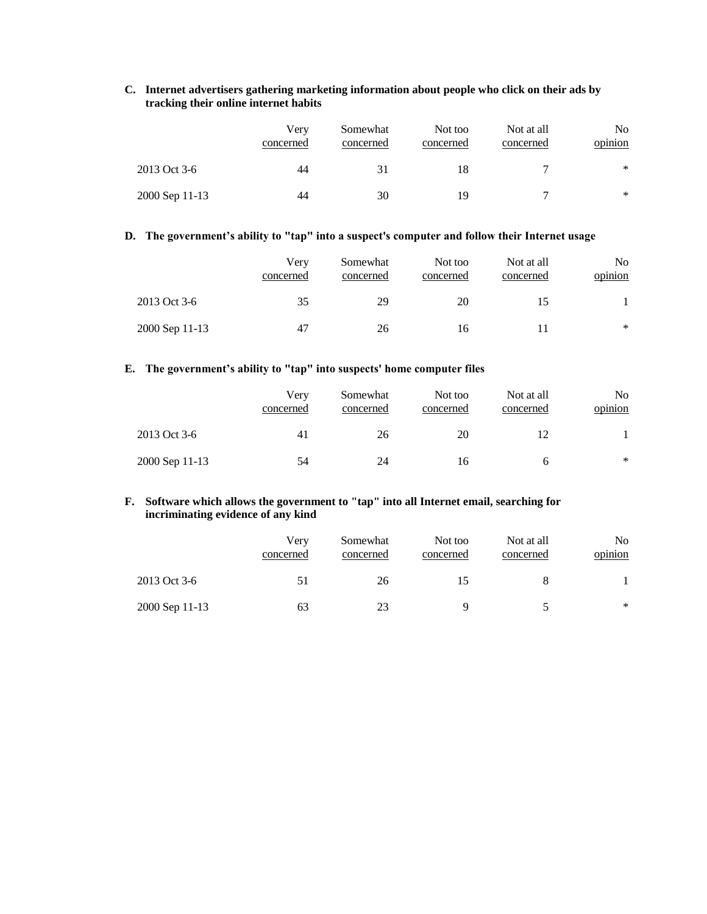**C. Internet advertisers gathering marketing information about people who click on their ads by tracking their online internet habits**

| | Very concerned | Somewhat concerned | Not too concerned | Not at all concerned | No opinion |
|---|---|---|---|---|---|
| 2013 Oct 3-6 | 44 | 31 | 18 | 7 | * |
| 2000 Sep 11-13 | 44 | 30 | 19 | 7 | * |

**D. The government's ability to "tap" into a suspect's computer and follow their Internet usage**

| | Very concerned | Somewhat concerned | Not too concerned | Not at all concerned | No opinion |
|---|---|---|---|---|---|
| 2013 Oct 3-6 | 35 | 29 | 20 | 15 | 1 |
| 2000 Sep 11-13 | 47 | 26 | 16 | 11 | * |

**E. The government's ability to "tap" into suspects' home computer files**

| | Very concerned | Somewhat concerned | Not too concerned | Not at all concerned | No opinion |
|---|---|---|---|---|---|
| 2013 Oct 3-6 | 41 | 26 | 20 | 12 | 1 |
| 2000 Sep 11-13 | 54 | 24 | 16 | 6 | * |

**F. Software which allows the government to "tap" into all Internet email, searching for incriminating evidence of any kind**

| | Very concerned | Somewhat concerned | Not too concerned | Not at all concerned | No opinion |
|---|---|---|---|---|---|
| 2013 Oct 3-6 | 51 | 26 | 15 | 8 | 1 |
| 2000 Sep 11-13 | 63 | 23 | 9 | 5 | * |